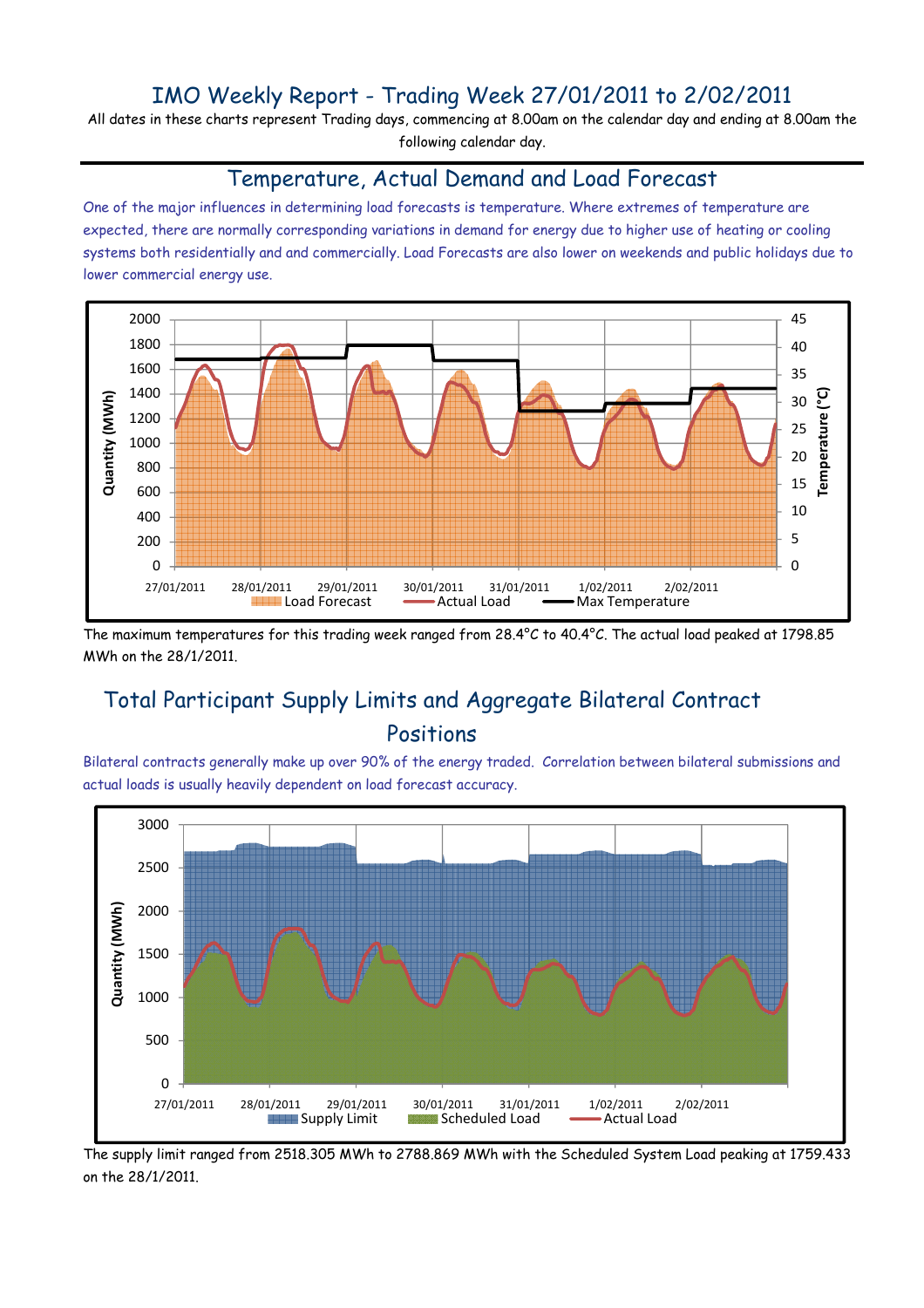# IMO Weekly Report - Trading Week 27/01/2011 to 2/02/2011

All dates in these charts represent Trading days, commencing at 8.00am on the calendar day and ending at 8.00am the following calendar day.

## Temperature, Actual Demand and Load Forecast

One of the major influences in determining load forecasts is temperature. Where extremes of temperature are expected, there are normally corresponding variations in demand for energy due to higher use of heating or cooling systems both residentially and and commercially. Load Forecasts are also lower on weekends and public holidays due to lower commercial energy use.

The maximum temperatures for this trading week ranged from 28.4°C to 40.4°C. The actual load peaked at 1798.85 MWh on the 28/1/2011.

## Total Participant Supply Limits and Aggregate Bilateral Contract Positions

Bilateral contracts generally make up over 90% of the energy traded. Correlation between bilateral submissions and actual loads is usually heavily dependent on load forecast accuracy.

The supply limit ranged from 2518.305 MWh to 2788.869 MWh with the Scheduled System Load peaking at 1759.433 on the 28/1/2011.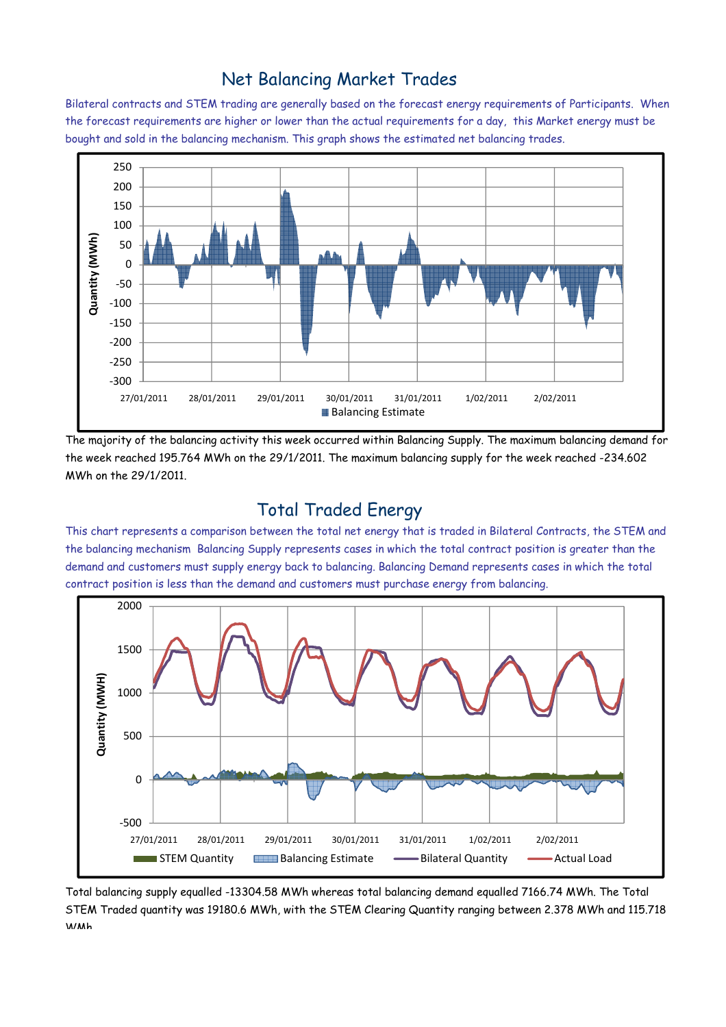## Net Balancing Market Trades

Bilateral contracts and STEM trading are generally based on the forecast energy requirements of Participants. When the forecast requirements are higher or lower than the actual requirements for a day, this Market energy must be bought and sold in the balancing mechanism. This graph shows the estimated net balancing trades.

The majority of the balancing activity this week occurred within Balancing Supply. The maximum balancing demand for the week reached 195.764 MWh on the 29/1/2011. The maximum balancing supply for the week reached -234.602 MWh on the 29/1/2011.

## Total Traded Energy

This chart represents a comparison between the total net energy that is traded in Bilateral Contracts, the STEM and the balancing mechanism Balancing Supply represents cases in which the total contract position is greater than the demand and customers must supply energy back to balancing. Balancing Demand represents cases in which the total contract position is less than the demand and customers must purchase energy from balancing.

Total balancing supply equalled -13304.58 MWh whereas total balancing demand equalled 7166.74 MWh. The Total STEM Traded quantity was 19180.6 MWh, with the STEM Clearing Quantity ranging between 2.378 MWh and 115.718 MWh.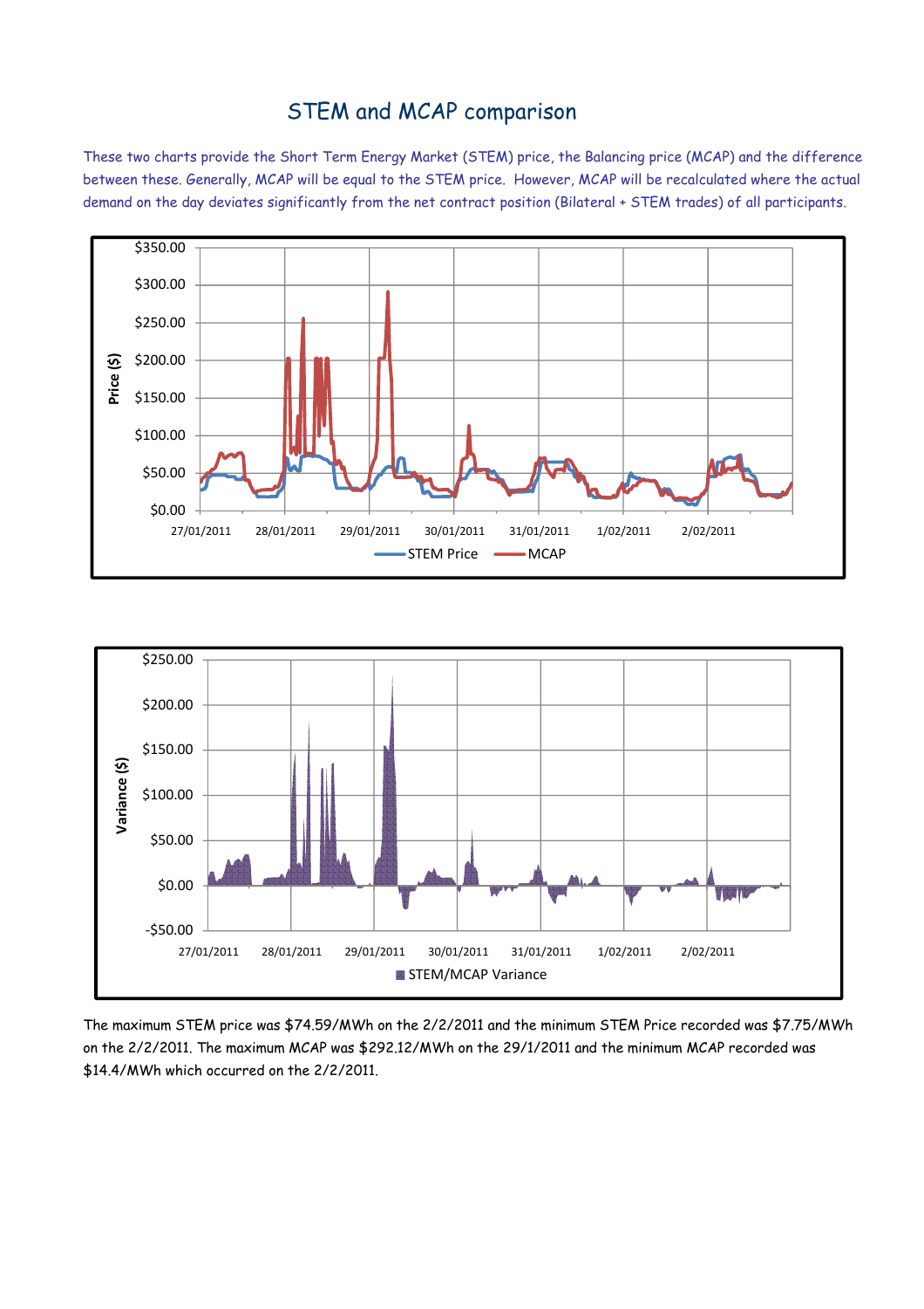# STEM and MCAP comparison

These two charts provide the Short Term Energy Market (STEM) price, the Balancing price (MCAP) and the difference between these. Generally, MCAP will be equal to the STEM price. However, MCAP will be recalculated where the actual demand on the day deviates significantly from the net contract position (Bilateral + STEM trades) of all participants.

Price ($)

$350.00
$300.00
$250.00
$200.00
$150.00
$100.00
$50.00
$0.00

27/01/2011 28/01/2011 29/01/2011 30/01/2011 31/01/2011 1/02/2011 2/02/2011

STEM Price MCAP

Variance ($)

$250.00
$200.00
$150.00
$100.00
$50.00
$0.00
-$50.00

27/01/2011 28/01/2011 29/01/2011 30/01/2011 31/01/2011 1/02/2011 2/02/2011

STEM/MCAP Variance

The maximum STEM price was $74.59/MWh on the 2/2/2011 and the minimum STEM Price recorded was $7.75/MWh on the 2/2/2011. The maximum MCAP was $292.12/MWh on the 29/1/2011 and the minimum MCAP recorded was $14.4/MWh which occurred on the 2/2/2011.